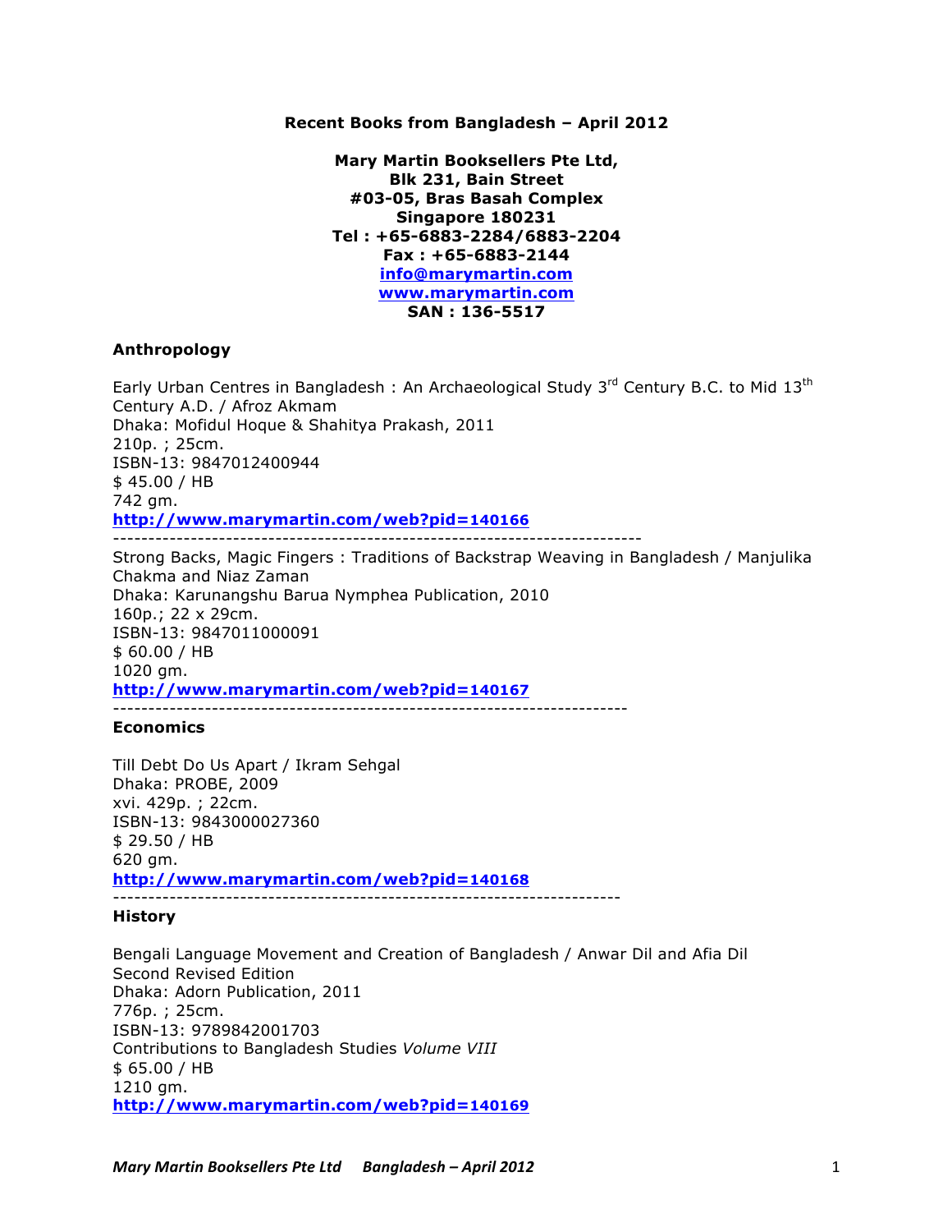**Recent Books from Bangladesh – April 2012**

**Mary Martin Booksellers Pte Ltd,**
**Blk 231, Bain Street**
**#03-05, Bras Basah Complex**
**Singapore 180231**
**Tel : +65-6883-2284/6883-2204**
**Fax : +65-6883-2144**
**info@marymartin.com**
**www.marymartin.com**
**SAN : 136-5517**

## Anthropology

Early Urban Centres in Bangladesh : An Archaeological Study 3rd Century B.C. to Mid 13th Century A.D. / Afroz Akmam
Dhaka: Mofidul Hoque & Shahitya Prakash, 2011
210p. ; 25cm.
ISBN-13: 9847012400944
$ 45.00 / HB
742 gm.
**http://www.marymartin.com/web?pid=140166**

---

Strong Backs, Magic Fingers : Traditions of Backstrap Weaving in Bangladesh / Manjulika Chakma and Niaz Zaman
Dhaka: Karunangshu Barua Nymphea Publication, 2010
160p.; 22 x 29cm.
ISBN-13: 9847011000091
$ 60.00 / HB
1020 gm.
**http://www.marymartin.com/web?pid=140167**

---

## Economics

Till Debt Do Us Apart / Ikram Sehgal
Dhaka: PROBE, 2009
xvi. 429p. ; 22cm.
ISBN-13: 9843000027360
$ 29.50 / HB
620 gm.
**http://www.marymartin.com/web?pid=140168**

---

## History

Bengali Language Movement and Creation of Bangladesh / Anwar Dil and Afia Dil
Second Revised Edition
Dhaka: Adorn Publication, 2011
776p. ; 25cm.
ISBN-13: 9789842001703
Contributions to Bangladesh Studies *Volume VIII*
$ 65.00 / HB
1210 gm.
**http://www.marymartin.com/web?pid=140169**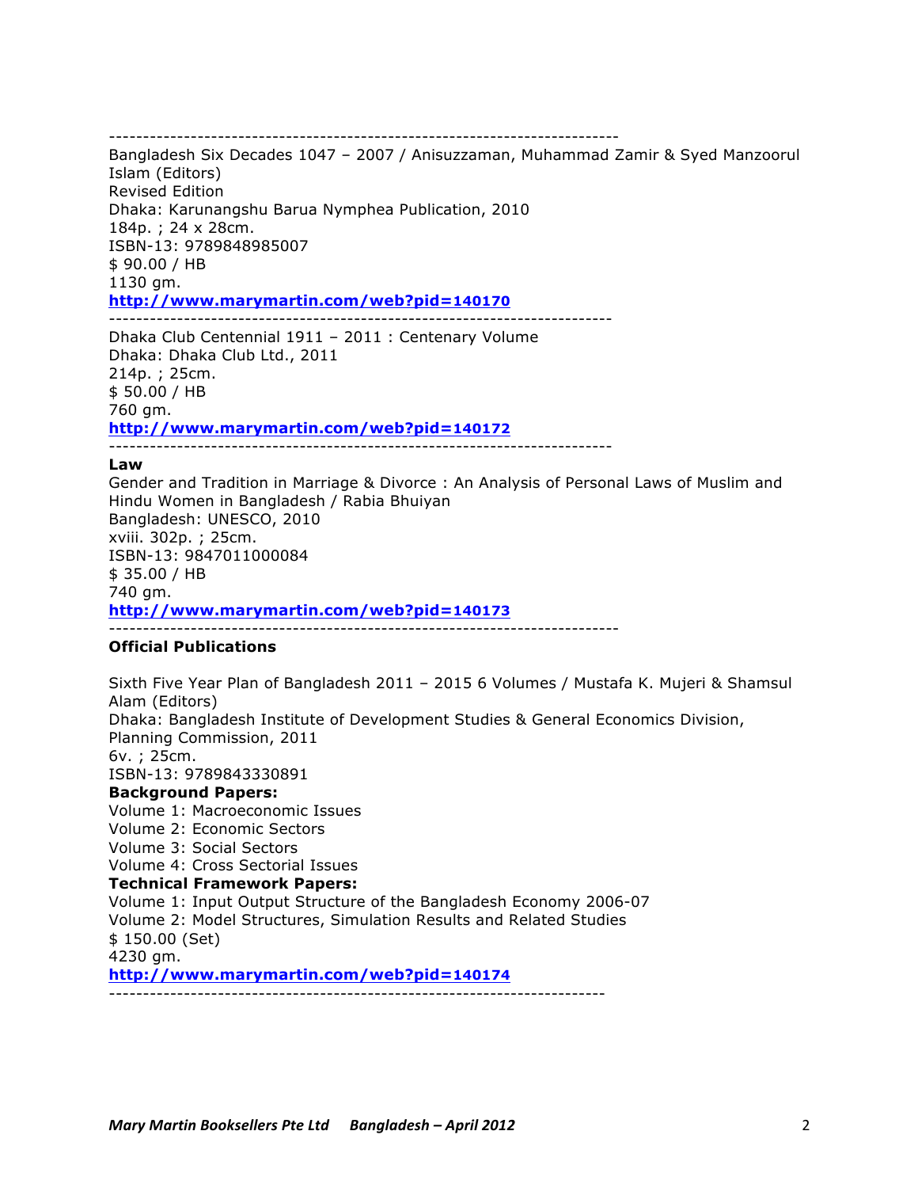---------------------------------------------------------------------------

Bangladesh Six Decades 1047 – 2007 / Anisuzzaman, Muhammad Zamir & Syed Manzoorul Islam (Editors)
Revised Edition
Dhaka: Karunangshu Barua Nymphea Publication, 2010
184p. ; 24 x 28cm.
ISBN-13: 9789848985007
$ 90.00 / HB
1130 gm.
**http://www.marymartin.com/web?pid=140170**

---------------------------------------------------------------------------

Dhaka Club Centennial 1911 – 2011 : Centenary Volume
Dhaka: Dhaka Club Ltd., 2011
214p. ; 25cm.
$ 50.00 / HB
760 gm.
**http://www.marymartin.com/web?pid=140172**

---------------------------------------------------------------------------

**Law**

Gender and Tradition in Marriage & Divorce : An Analysis of Personal Laws of Muslim and Hindu Women in Bangladesh / Rabia Bhuiyan
Bangladesh: UNESCO, 2010
xviii. 302p. ; 25cm.
ISBN-13: 9847011000084
$ 35.00 / HB
740 gm.
**http://www.marymartin.com/web?pid=140173**

---------------------------------------------------------------------------

**Official Publications**

Sixth Five Year Plan of Bangladesh 2011 – 2015 6 Volumes / Mustafa K. Mujeri & Shamsul Alam (Editors)
Dhaka: Bangladesh Institute of Development Studies & General Economics Division, Planning Commission, 2011
6v. ; 25cm.
ISBN-13: 9789843330891
**Background Papers:**
Volume 1: Macroeconomic Issues
Volume 2: Economic Sectors
Volume 3: Social Sectors
Volume 4: Cross Sectorial Issues
**Technical Framework Papers:**
Volume 1: Input Output Structure of the Bangladesh Economy 2006-07
Volume 2: Model Structures, Simulation Results and Related Studies
$ 150.00 (Set)
4230 gm.
**http://www.marymartin.com/web?pid=140174**

---------------------------------------------------------------------------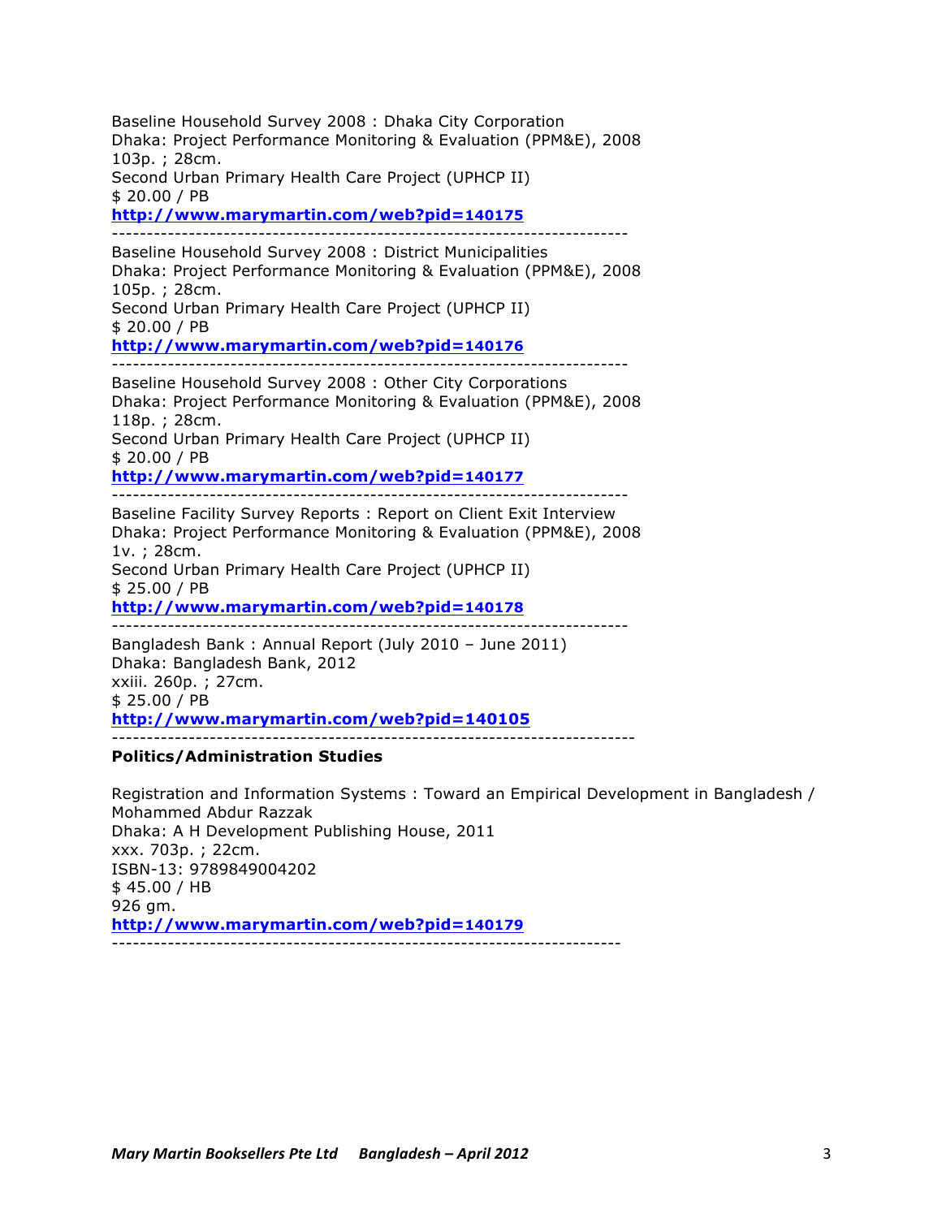Baseline Household Survey 2008 : Dhaka City Corporation
Dhaka: Project Performance Monitoring & Evaluation (PPM&E), 2008
103p. ; 28cm.
Second Urban Primary Health Care Project (UPHCP II)
$ 20.00 / PB
**http://www.marymartin.com/web?pid=140175**

---

Baseline Household Survey 2008 : District Municipalities
Dhaka: Project Performance Monitoring & Evaluation (PPM&E), 2008
105p. ; 28cm.
Second Urban Primary Health Care Project (UPHCP II)
$ 20.00 / PB
**http://www.marymartin.com/web?pid=140176**

---

Baseline Household Survey 2008 : Other City Corporations
Dhaka: Project Performance Monitoring & Evaluation (PPM&E), 2008
118p. ; 28cm.
Second Urban Primary Health Care Project (UPHCP II)
$ 20.00 / PB
**http://www.marymartin.com/web?pid=140177**

---

Baseline Facility Survey Reports : Report on Client Exit Interview
Dhaka: Project Performance Monitoring & Evaluation (PPM&E), 2008
1v. ; 28cm.
Second Urban Primary Health Care Project (UPHCP II)
$ 25.00 / PB
**http://www.marymartin.com/web?pid=140178**

---

Bangladesh Bank : Annual Report (July 2010 – June 2011)
Dhaka: Bangladesh Bank, 2012
xxiii. 260p. ; 27cm.
$ 25.00 / PB
**http://www.marymartin.com/web?pid=140105**

---

**Politics/Administration Studies**

Registration and Information Systems : Toward an Empirical Development in Bangladesh / Mohammed Abdur Razzak
Dhaka: A H Development Publishing House, 2011
xxx. 703p. ; 22cm.
ISBN-13: 9789849004202
$ 45.00 / HB
926 gm.
**http://www.marymartin.com/web?pid=140179**

---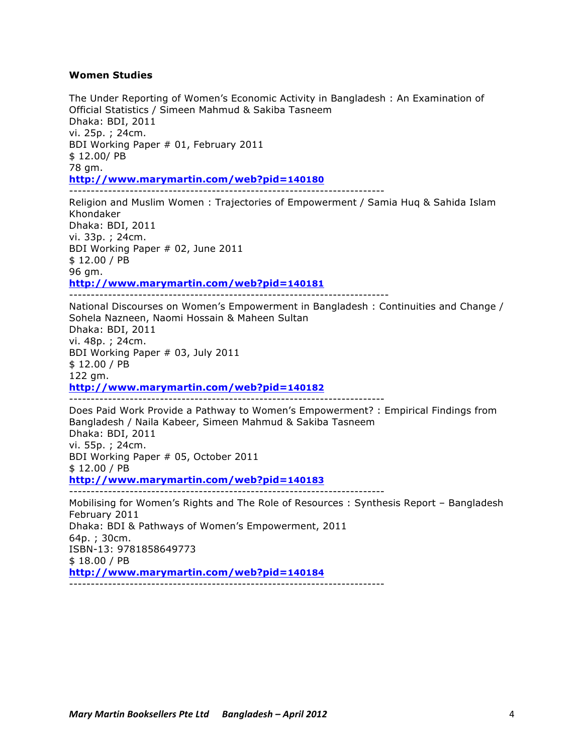**Women Studies**

The Under Reporting of Women's Economic Activity in Bangladesh : An Examination of Official Statistics / Simeen Mahmud & Sakiba Tasneem
Dhaka: BDI, 2011
vi. 25p. ; 24cm.
BDI Working Paper # 01, February 2011
$ 12.00/ PB
78 gm.
**http://www.marymartin.com/web?pid=140180**

------------------------------------------------------------------------

Religion and Muslim Women : Trajectories of Empowerment / Samia Huq & Sahida Islam Khondaker
Dhaka: BDI, 2011
vi. 33p. ; 24cm.
BDI Working Paper # 02, June 2011
$ 12.00 / PB
96 gm.
**http://www.marymartin.com/web?pid=140181**

------------------------------------------------------------------------

National Discourses on Women's Empowerment in Bangladesh : Continuities and Change / Sohela Nazneen, Naomi Hossain & Maheen Sultan
Dhaka: BDI, 2011
vi. 48p. ; 24cm.
BDI Working Paper # 03, July 2011
$ 12.00 / PB
122 gm.
**http://www.marymartin.com/web?pid=140182**

------------------------------------------------------------------------

Does Paid Work Provide a Pathway to Women's Empowerment? : Empirical Findings from Bangladesh / Naila Kabeer, Simeen Mahmud & Sakiba Tasneem
Dhaka: BDI, 2011
vi. 55p. ; 24cm.
BDI Working Paper # 05, October 2011
$ 12.00 / PB
**http://www.marymartin.com/web?pid=140183**

------------------------------------------------------------------------

Mobilising for Women's Rights and The Role of Resources : Synthesis Report – Bangladesh February 2011
Dhaka: BDI & Pathways of Women's Empowerment, 2011
64p. ; 30cm.
ISBN-13: 9781858649773
$ 18.00 / PB
**http://www.marymartin.com/web?pid=140184**

------------------------------------------------------------------------